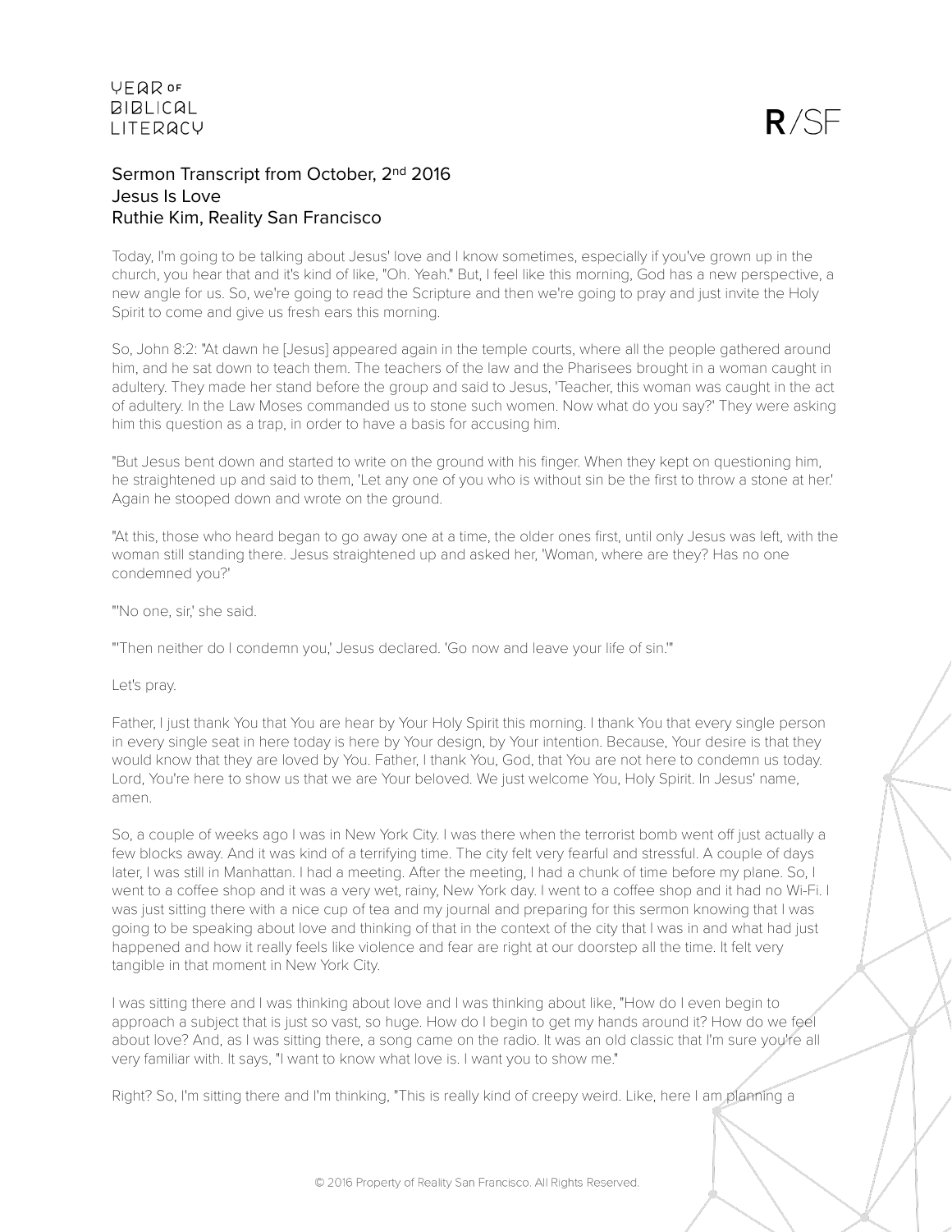# Sermon Transcript from October, 2nd 2016
## Jesus Is Love
### Ruthie Kim, Reality San Francisco

Today, I'm going to be talking about Jesus' love and I know sometimes, especially if you've grown up in the church, you hear that and it's kind of like, "Oh. Yeah." But, I feel like this morning, God has a new perspective, a new angle for us. So, we're going to read the Scripture and then we're going to pray and just invite the Holy Spirit to come and give us fresh ears this morning.

So, John 8:2: "At dawn he [Jesus] appeared again in the temple courts, where all the people gathered around him, and he sat down to teach them. The teachers of the law and the Pharisees brought in a woman caught in adultery. They made her stand before the group and said to Jesus, 'Teacher, this woman was caught in the act of adultery. In the Law Moses commanded us to stone such women. Now what do you say?' They were asking him this question as a trap, in order to have a basis for accusing him.

"But Jesus bent down and started to write on the ground with his finger. When they kept on questioning him, he straightened up and said to them, 'Let any one of you who is without sin be the first to throw a stone at her.' Again he stooped down and wrote on the ground.

"At this, those who heard began to go away one at a time, the older ones first, until only Jesus was left, with the woman still standing there. Jesus straightened up and asked her, 'Woman, where are they? Has no one condemned you?'

"'No one, sir,' she said.

"'Then neither do I condemn you,' Jesus declared. 'Go now and leave your life of sin.'"

Let's pray.

Father, I just thank You that You are hear by Your Holy Spirit this morning. I thank You that every single person in every single seat in here today is here by Your design, by Your intention. Because, Your desire is that they would know that they are loved by You. Father, I thank You, God, that You are not here to condemn us today. Lord, You're here to show us that we are Your beloved. We just welcome You, Holy Spirit. In Jesus' name, amen.

So, a couple of weeks ago I was in New York City. I was there when the terrorist bomb went off just actually a few blocks away. And it was kind of a terrifying time. The city felt very fearful and stressful. A couple of days later, I was still in Manhattan. I had a meeting. After the meeting, I had a chunk of time before my plane. So, I went to a coffee shop and it was a very wet, rainy, New York day. I went to a coffee shop and it had no Wi-Fi. I was just sitting there with a nice cup of tea and my journal and preparing for this sermon knowing that I was going to be speaking about love and thinking of that in the context of the city that I was in and what had just happened and how it really feels like violence and fear are right at our doorstep all the time. It felt very tangible in that moment in New York City.

I was sitting there and I was thinking about love and I was thinking about like, "How do I even begin to approach a subject that is just so vast, so huge. How do I begin to get my hands around it? How do we feel about love? And, as I was sitting there, a song came on the radio. It was an old classic that I'm sure you're all very familiar with. It says, "I want to know what love is. I want you to show me."

Right? So, I'm sitting there and I'm thinking, "This is really kind of creepy weird. Like, here I am planning a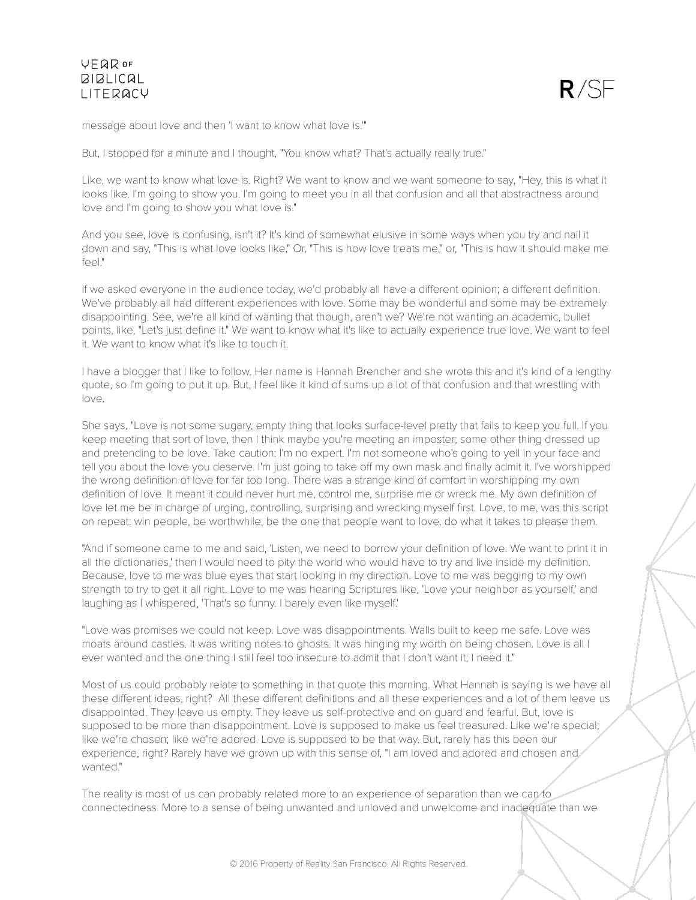message about love and then 'I want to know what love is.'"

But, I stopped for a minute and I thought, "You know what? That's actually really true."

Like, we want to know what love is. Right? We want to know and we want someone to say, "Hey, this is what it looks like. I'm going to show you. I'm going to meet you in all that confusion and all that abstractness around love and I'm going to show you what love is."

And you see, love is confusing, isn't it? It's kind of somewhat elusive in some ways when you try and nail it down and say, "This is what love looks like," Or, "This is how love treats me," or, "This is how it should make me feel."

If we asked everyone in the audience today, we'd probably all have a different opinion; a different definition. We've probably all had different experiences with love. Some may be wonderful and some may be extremely disappointing. See, we're all kind of wanting that though, aren't we? We're not wanting an academic, bullet points, like, "Let's just define it." We want to know what it's like to actually experience true love. We want to feel it. We want to know what it's like to touch it.

I have a blogger that I like to follow. Her name is Hannah Brencher and she wrote this and it's kind of a lengthy quote, so I'm going to put it up. But, I feel like it kind of sums up a lot of that confusion and that wrestling with love.

She says, "Love is not some sugary, empty thing that looks surface-level pretty that fails to keep you full. If you keep meeting that sort of love, then I think maybe you're meeting an imposter; some other thing dressed up and pretending to be love. Take caution: I'm no expert. I'm not someone who's going to yell in your face and tell you about the love you deserve. I'm just going to take off my own mask and finally admit it. I've worshipped the wrong definition of love for far too long. There was a strange kind of comfort in worshipping my own definition of love. It meant it could never hurt me, control me, surprise me or wreck me. My own definition of love let me be in charge of urging, controlling, surprising and wrecking myself first. Love, to me, was this script on repeat: win people, be worthwhile, be the one that people want to love, do what it takes to please them.

"And if someone came to me and said, 'Listen, we need to borrow your definition of love. We want to print it in all the dictionaries,' then I would need to pity the world who would have to try and live inside my definition. Because, love to me was blue eyes that start looking in my direction. Love to me was begging to my own strength to try to get it all right. Love to me was hearing Scriptures like, 'Love your neighbor as yourself,' and laughing as I whispered, 'That's so funny. I barely even like myself.'

"Love was promises we could not keep. Love was disappointments. Walls built to keep me safe. Love was moats around castles. It was writing notes to ghosts. It was hinging my worth on being chosen. Love is all I ever wanted and the one thing I still feel too insecure to admit that I don't want it; I need it."

Most of us could probably relate to something in that quote this morning. What Hannah is saying is we have all these different ideas, right? All these different definitions and all these experiences and a lot of them leave us disappointed. They leave us empty. They leave us self-protective and on guard and fearful. But, love is supposed to be more than disappointment. Love is supposed to make us feel treasured. Like we're special; like we're chosen; like we're adored. Love is supposed to be that way. But, rarely has this been our experience, right? Rarely have we grown up with this sense of, "I am loved and adored and chosen and wanted."

The reality is most of us can probably related more to an experience of separation than we can to connectedness. More to a sense of being unwanted and unloved and unwelcome and inadequate than we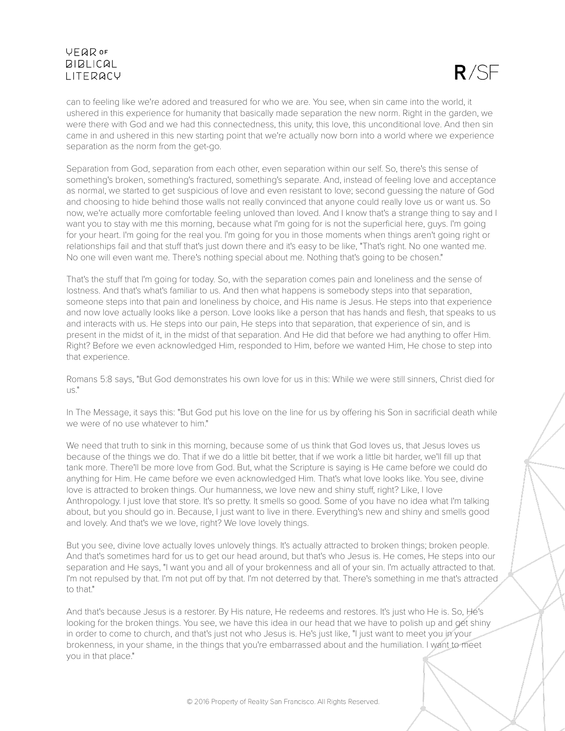can to feeling like we're adored and treasured for who we are. You see, when sin came into the world, it ushered in this experience for humanity that basically made separation the new norm. Right in the garden, we were there with God and we had this connectedness, this unity, this love, this unconditional love. And then sin came in and ushered in this new starting point that we're actually now born into a world where we experience separation as the norm from the get-go.

Separation from God, separation from each other, even separation within our self. So, there's this sense of something's broken, something's fractured, something's separate. And, instead of feeling love and acceptance as normal, we started to get suspicious of love and even resistant to love; second guessing the nature of God and choosing to hide behind those walls not really convinced that anyone could really love us or want us. So now, we're actually more comfortable feeling unloved than loved. And I know that's a strange thing to say and I want you to stay with me this morning, because what I'm going for is not the superficial here, guys. I'm going for your heart. I'm going for the real you. I'm going for you in those moments when things aren't going right or relationships fail and that stuff that's just down there and it's easy to be like, "That's right. No one wanted me. No one will even want me. There's nothing special about me. Nothing that's going to be chosen."

That's the stuff that I'm going for today. So, with the separation comes pain and loneliness and the sense of lostness. And that's what's familiar to us. And then what happens is somebody steps into that separation, someone steps into that pain and loneliness by choice, and His name is Jesus. He steps into that experience and now love actually looks like a person. Love looks like a person that has hands and flesh, that speaks to us and interacts with us. He steps into our pain, He steps into that separation, that experience of sin, and is present in the midst of it, in the midst of that separation. And He did that before we had anything to offer Him. Right? Before we even acknowledged Him, responded to Him, before we wanted Him, He chose to step into that experience.

Romans 5:8 says, "But God demonstrates his own love for us in this: While we were still sinners, Christ died for us."

In The Message, it says this: "But God put his love on the line for us by offering his Son in sacrificial death while we were of no use whatever to him."

We need that truth to sink in this morning, because some of us think that God loves us, that Jesus loves us because of the things we do. That if we do a little bit better, that if we work a little bit harder, we'll fill up that tank more. There'll be more love from God. But, what the Scripture is saying is He came before we could do anything for Him. He came before we even acknowledged Him. That's what love looks like. You see, divine love is attracted to broken things. Our humanness, we love new and shiny stuff, right? Like, I love Anthropology. I just love that store. It's so pretty. It smells so good. Some of you have no idea what I'm talking about, but you should go in. Because, I just want to live in there. Everything's new and shiny and smells good and lovely. And that's we we love, right? We love lovely things.

But you see, divine love actually loves unlovely things. It's actually attracted to broken things; broken people. And that's sometimes hard for us to get our head around, but that's who Jesus is. He comes, He steps into our separation and He says, "I want you and all of your brokenness and all of your sin. I'm actually attracted to that. I'm not repulsed by that. I'm not put off by that. I'm not deterred by that. There's something in me that's attracted to that."

And that's because Jesus is a restorer. By His nature, He redeems and restores. It's just who He is. So, He's looking for the broken things. You see, we have this idea in our head that we have to polish up and get shiny in order to come to church, and that's just not who Jesus is. He's just like, "I just want to meet you in your brokenness, in your shame, in the things that you're embarrassed about and the humiliation. I want to meet you in that place."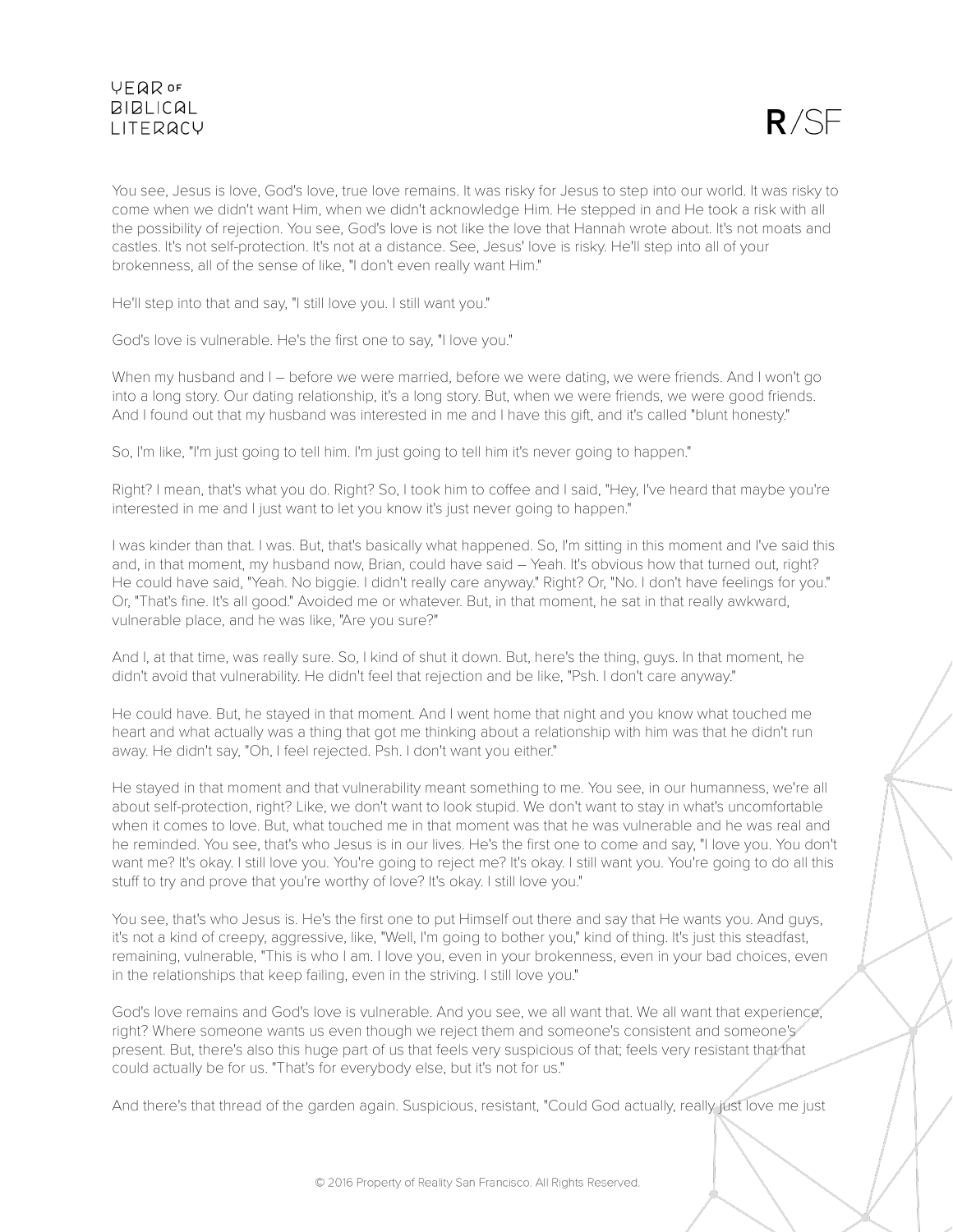You see, Jesus is love, God's love, true love remains. It was risky for Jesus to step into our world. It was risky to come when we didn't want Him, when we didn't acknowledge Him. He stepped in and He took a risk with all the possibility of rejection. You see, God's love is not like the love that Hannah wrote about. It's not moats and castles. It's not self-protection. It's not at a distance. See, Jesus' love is risky. He'll step into all of your brokenness, all of the sense of like, "I don't even really want Him."

He'll step into that and say, "I still love you. I still want you."

God's love is vulnerable. He's the first one to say, "I love you."

When my husband and I – before we were married, before we were dating, we were friends. And I won't go into a long story. Our dating relationship, it's a long story. But, when we were friends, we were good friends. And I found out that my husband was interested in me and I have this gift, and it's called "blunt honesty."

So, I'm like, "I'm just going to tell him. I'm just going to tell him it's never going to happen."

Right? I mean, that's what you do. Right? So, I took him to coffee and I said, "Hey, I've heard that maybe you're interested in me and I just want to let you know it's just never going to happen."

I was kinder than that. I was. But, that's basically what happened. So, I'm sitting in this moment and I've said this and, in that moment, my husband now, Brian, could have said – Yeah. It's obvious how that turned out, right? He could have said, "Yeah. No biggie. I didn't really care anyway." Right? Or, "No. I don't have feelings for you." Or, "That's fine. It's all good." Avoided me or whatever. But, in that moment, he sat in that really awkward, vulnerable place, and he was like, "Are you sure?"

And I, at that time, was really sure. So, I kind of shut it down. But, here's the thing, guys. In that moment, he didn't avoid that vulnerability. He didn't feel that rejection and be like, "Psh. I don't care anyway."

He could have. But, he stayed in that moment. And I went home that night and you know what touched me heart and what actually was a thing that got me thinking about a relationship with him was that he didn't run away. He didn't say, "Oh, I feel rejected. Psh. I don't want you either."

He stayed in that moment and that vulnerability meant something to me. You see, in our humanness, we're all about self-protection, right? Like, we don't want to look stupid. We don't want to stay in what's uncomfortable when it comes to love. But, what touched me in that moment was that he was vulnerable and he was real and he reminded. You see, that's who Jesus is in our lives. He's the first one to come and say, "I love you. You don't want me? It's okay. I still love you. You're going to reject me? It's okay. I still want you. You're going to do all this stuff to try and prove that you're worthy of love? It's okay. I still love you."

You see, that's who Jesus is. He's the first one to put Himself out there and say that He wants you. And guys, it's not a kind of creepy, aggressive, like, "Well, I'm going to bother you," kind of thing. It's just this steadfast, remaining, vulnerable, "This is who I am. I love you, even in your brokenness, even in your bad choices, even in the relationships that keep failing, even in the striving. I still love you."

God's love remains and God's love is vulnerable. And you see, we all want that. We all want that experience, right? Where someone wants us even though we reject them and someone's consistent and someone's present. But, there's also this huge part of us that feels very suspicious of that; feels very resistant that that could actually be for us. "That's for everybody else, but it's not for us."

And there's that thread of the garden again. Suspicious, resistant, "Could God actually, really just love me just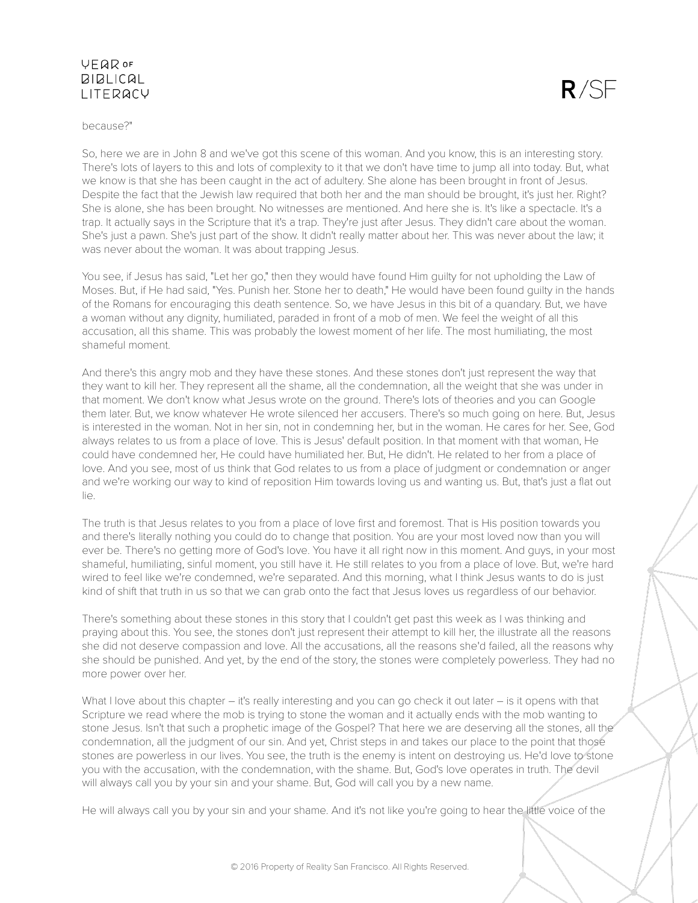because?"

So, here we are in John 8 and we've got this scene of this woman. And you know, this is an interesting story. There's lots of layers to this and lots of complexity to it that we don't have time to jump all into today. But, what we know is that she has been caught in the act of adultery. She alone has been brought in front of Jesus. Despite the fact that the Jewish law required that both her and the man should be brought, it's just her. Right? She is alone, she has been brought. No witnesses are mentioned. And here she is. It's like a spectacle. It's a trap. It actually says in the Scripture that it's a trap. They're just after Jesus. They didn't care about the woman. She's just a pawn. She's just part of the show. It didn't really matter about her. This was never about the law; it was never about the woman. It was about trapping Jesus.

You see, if Jesus has said, "Let her go," then they would have found Him guilty for not upholding the Law of Moses. But, if He had said, "Yes. Punish her. Stone her to death," He would have been found guilty in the hands of the Romans for encouraging this death sentence. So, we have Jesus in this bit of a quandary. But, we have a woman without any dignity, humiliated, paraded in front of a mob of men. We feel the weight of all this accusation, all this shame. This was probably the lowest moment of her life. The most humiliating, the most shameful moment.

And there's this angry mob and they have these stones. And these stones don't just represent the way that they want to kill her. They represent all the shame, all the condemnation, all the weight that she was under in that moment. We don't know what Jesus wrote on the ground. There's lots of theories and you can Google them later. But, we know whatever He wrote silenced her accusers. There's so much going on here. But, Jesus is interested in the woman. Not in her sin, not in condemning her, but in the woman. He cares for her. See, God always relates to us from a place of love. This is Jesus' default position. In that moment with that woman, He could have condemned her, He could have humiliated her. But, He didn't. He related to her from a place of love. And you see, most of us think that God relates to us from a place of judgment or condemnation or anger and we're working our way to kind of reposition Him towards loving us and wanting us. But, that's just a flat out lie.

The truth is that Jesus relates to you from a place of love first and foremost. That is His position towards you and there's literally nothing you could do to change that position. You are your most loved now than you will ever be. There's no getting more of God's love. You have it all right now in this moment. And guys, in your most shameful, humiliating, sinful moment, you still have it. He still relates to you from a place of love. But, we're hard wired to feel like we're condemned, we're separated. And this morning, what I think Jesus wants to do is just kind of shift that truth in us so that we can grab onto the fact that Jesus loves us regardless of our behavior.

There's something about these stones in this story that I couldn't get past this week as I was thinking and praying about this. You see, the stones don't just represent their attempt to kill her, the illustrate all the reasons she did not deserve compassion and love. All the accusations, all the reasons she'd failed, all the reasons why she should be punished. And yet, by the end of the story, the stones were completely powerless. They had no more power over her.

What I love about this chapter – it's really interesting and you can go check it out later – is it opens with that Scripture we read where the mob is trying to stone the woman and it actually ends with the mob wanting to stone Jesus. Isn't that such a prophetic image of the Gospel? That here we are deserving all the stones, all the condemnation, all the judgment of our sin. And yet, Christ steps in and takes our place to the point that those stones are powerless in our lives. You see, the truth is the enemy is intent on destroying us. He'd love to stone you with the accusation, with the condemnation, with the shame. But, God's love operates in truth. The devil will always call you by your sin and your shame. But, God will call you by a new name.

He will always call you by your sin and your shame. And it's not like you're going to hear the little voice of the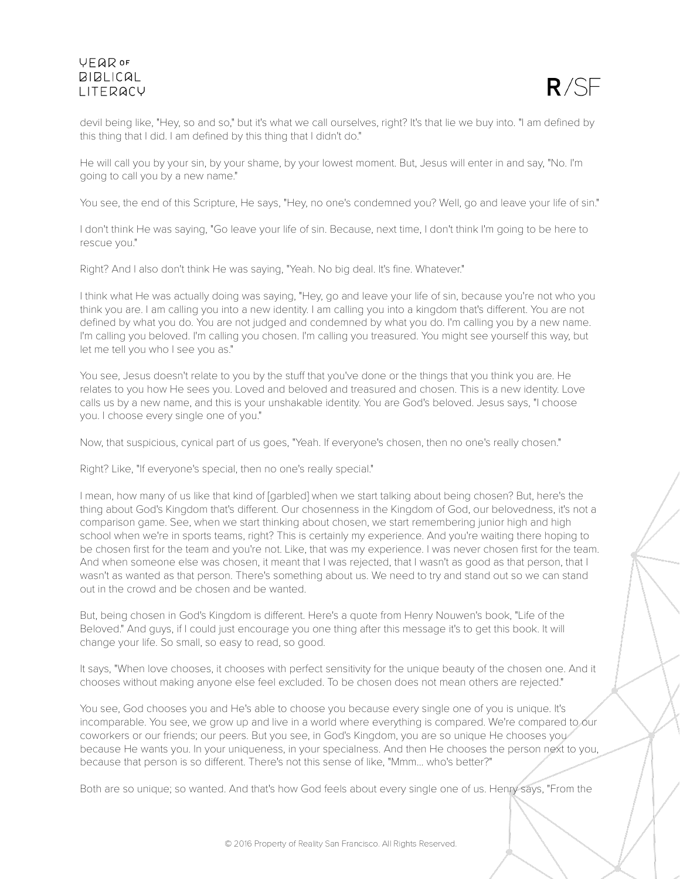devil being like, "Hey, so and so," but it's what we call ourselves, right? It's that lie we buy into. "I am defined by this thing that I did. I am defined by this thing that I didn't do."

He will call you by your sin, by your shame, by your lowest moment. But, Jesus will enter in and say, "No. I'm going to call you by a new name."

You see, the end of this Scripture, He says, "Hey, no one's condemned you? Well, go and leave your life of sin."

I don't think He was saying, "Go leave your life of sin. Because, next time, I don't think I'm going to be here to rescue you."

Right? And I also don't think He was saying, "Yeah. No big deal. It's fine. Whatever."

I think what He was actually doing was saying, "Hey, go and leave your life of sin, because you're not who you think you are. I am calling you into a new identity. I am calling you into a kingdom that's different. You are not defined by what you do. You are not judged and condemned by what you do. I'm calling you by a new name. I'm calling you beloved. I'm calling you chosen. I'm calling you treasured. You might see yourself this way, but let me tell you who I see you as."

You see, Jesus doesn't relate to you by the stuff that you've done or the things that you think you are. He relates to you how He sees you. Loved and beloved and treasured and chosen. This is a new identity. Love calls us by a new name, and this is your unshakable identity. You are God's beloved. Jesus says, "I choose you. I choose every single one of you."

Now, that suspicious, cynical part of us goes, "Yeah. If everyone's chosen, then no one's really chosen."

Right? Like, "If everyone's special, then no one's really special."

I mean, how many of us like that kind of [garbled] when we start talking about being chosen? But, here's the thing about God's Kingdom that's different. Our chosenness in the Kingdom of God, our belovedness, it's not a comparison game. See, when we start thinking about chosen, we start remembering junior high and high school when we're in sports teams, right? This is certainly my experience. And you're waiting there hoping to be chosen first for the team and you're not. Like, that was my experience. I was never chosen first for the team. And when someone else was chosen, it meant that I was rejected, that I wasn't as good as that person, that I wasn't as wanted as that person. There's something about us. We need to try and stand out so we can stand out in the crowd and be chosen and be wanted.

But, being chosen in God's Kingdom is different. Here's a quote from Henry Nouwen's book, "Life of the Beloved." And guys, if I could just encourage you one thing after this message it's to get this book. It will change your life. So small, so easy to read, so good.

It says, "When love chooses, it chooses with perfect sensitivity for the unique beauty of the chosen one. And it chooses without making anyone else feel excluded. To be chosen does not mean others are rejected."

You see, God chooses you and He's able to choose you because every single one of you is unique. It's incomparable. You see, we grow up and live in a world where everything is compared. We're compared to our coworkers or our friends; our peers. But you see, in God's Kingdom, you are so unique He chooses you because He wants you. In your uniqueness, in your specialness. And then He chooses the person next to you, because that person is so different. There's not this sense of like, "Mmm... who's better?"

Both are so unique; so wanted. And that's how God feels about every single one of us. Henry says, "From the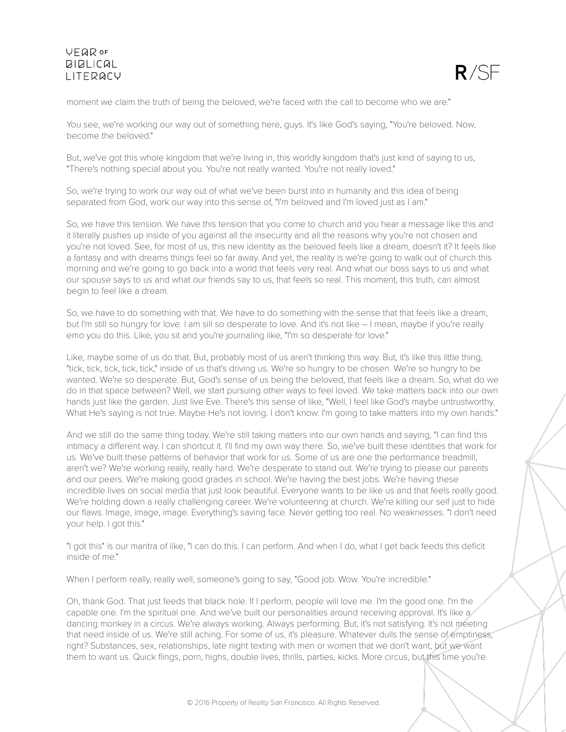moment we claim the truth of being the beloved, we're faced with the call to become who we are."

You see, we're working our way out of something here, guys. It's like God's saying, "You're beloved. Now, become the beloved."

But, we've got this whole kingdom that we're living in, this worldly kingdom that's just kind of saying to us, "There's nothing special about you. You're not really wanted. You're not really loved."

So, we're trying to work our way out of what we've been burst into in humanity and this idea of being separated from God, work our way into this sense of, "I'm beloved and I'm loved just as I am."

So, we have this tension. We have this tension that you come to church and you hear a message like this and it literally pushes up inside of you against all the insecurity and all the reasons why you're not chosen and you're not loved. See, for most of us, this new identity as the beloved feels like a dream, doesn't it? It feels like a fantasy and with dreams things feel so far away. And yet, the reality is we're going to walk out of church this morning and we're going to go back into a world that feels very real. And what our boss says to us and what our spouse says to us and what our friends say to us, that feels so real. This moment, this truth, can almost begin to feel like a dream.

So, we have to do something with that. We have to do something with the sense that that feels like a dream, but I'm still so hungry for love. I am sill so desperate to love. And it's not like – I mean, maybe if you're really emo you do this. Like, you sit and you're journaling like, "I'm so desperate for love."

Like, maybe some of us do that. But, probably most of us aren't thinking this way. But, it's like this little thing, "tick, tick, tick, tick, tick," inside of us that's driving us. We're so hungry to be chosen. We're so hungry to be wanted. We're so desperate. But, God's sense of us being the beloved, that feels like a dream. So, what do we do in that space between? Well, we start pursuing other ways to feel loved. We take matters back into our own hands just like the garden. Just live Eve. There's this sense of like, "Well, I feel like God's maybe untrustworthy. What He's saying is not true. Maybe He's not loving. I don't know. I'm going to take matters into my own hands."

And we still do the same thing today. We're still taking matters into our own hands and saying, "I can find this intimacy a different way. I can shortcut it. I'll find my own way there. So, we've built these identities that work for us. We've built these patterns of behavior that work for us. Some of us are one the performance treadmill, aren't we? We're working really, really hard. We're desperate to stand out. We're trying to please our parents and our peers. We're making good grades in school. We're having the best jobs. We're having these incredible lives on social media that just look beautiful. Everyone wants to be like us and that feels really good. We're holding down a really challenging career. We're volunteering at church. We're killing our self just to hide our flaws. Image, image, image. Everything's saving face. Never getting too real. No weaknesses. "I don't need your help. I got this."

"I got this" is our mantra of like, "I can do this. I can perform. And when I do, what I get back feeds this deficit inside of me."

When I perform really, really well, someone's going to say, "Good job. Wow. You're incredible."

Oh, thank God. That just feeds that black hole. If I perform, people will love me. I'm the good one. I'm the capable one. I'm the spiritual one. And we've built our personalities around receiving approval. It's like a dancing monkey in a circus. We're always working. Always performing. But, it's not satisfying. It's not meeting that need inside of us. We're still aching. For some of us, it's pleasure. Whatever dulls the sense of emptiness, right? Substances, sex, relationships, late night texting with men or women that we don't want, but we want them to want us. Quick flings, porn, highs, double lives, thrills, parties, kicks. More circus, but this time you're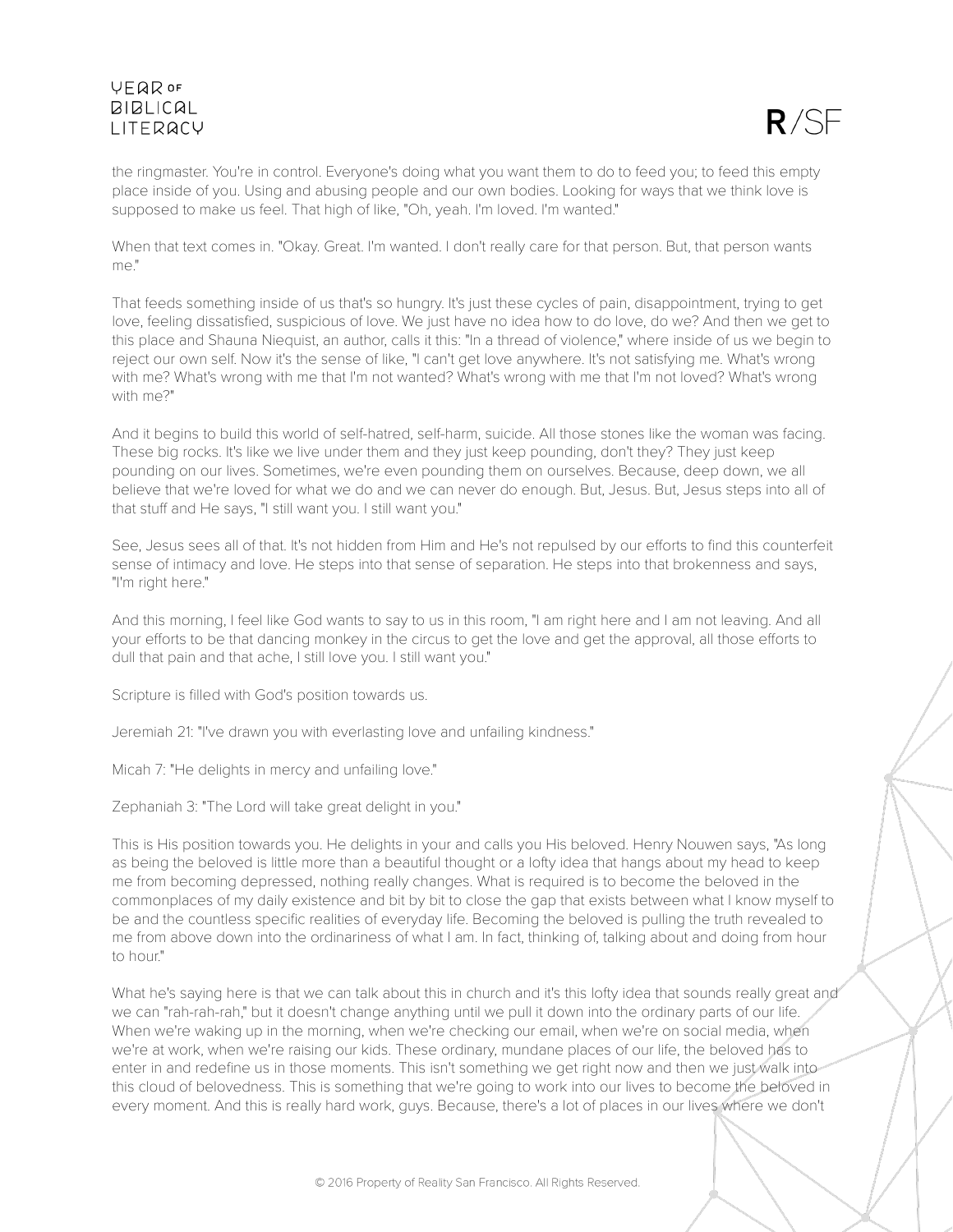the ringmaster. You're in control. Everyone's doing what you want them to do to feed you; to feed this empty place inside of you. Using and abusing people and our own bodies. Looking for ways that we think love is supposed to make us feel. That high of like, "Oh, yeah. I'm loved. I'm wanted."

When that text comes in. "Okay. Great. I'm wanted. I don't really care for that person. But, that person wants me."

That feeds something inside of us that's so hungry. It's just these cycles of pain, disappointment, trying to get love, feeling dissatisfied, suspicious of love. We just have no idea how to do love, do we? And then we get to this place and Shauna Niequist, an author, calls it this: "In a thread of violence," where inside of us we begin to reject our own self. Now it's the sense of like, "I can't get love anywhere. It's not satisfying me. What's wrong with me? What's wrong with me that I'm not wanted? What's wrong with me that I'm not loved? What's wrong with me?"

And it begins to build this world of self-hatred, self-harm, suicide. All those stones like the woman was facing. These big rocks. It's like we live under them and they just keep pounding, don't they? They just keep pounding on our lives. Sometimes, we're even pounding them on ourselves. Because, deep down, we all believe that we're loved for what we do and we can never do enough. But, Jesus. But, Jesus steps into all of that stuff and He says, "I still want you. I still want you."

See, Jesus sees all of that. It's not hidden from Him and He's not repulsed by our efforts to find this counterfeit sense of intimacy and love. He steps into that sense of separation. He steps into that brokenness and says, "I'm right here."

And this morning, I feel like God wants to say to us in this room, "I am right here and I am not leaving. And all your efforts to be that dancing monkey in the circus to get the love and get the approval, all those efforts to dull that pain and that ache, I still love you. I still want you."

Scripture is filled with God's position towards us.

Jeremiah 21: "I've drawn you with everlasting love and unfailing kindness."

Micah 7: "He delights in mercy and unfailing love."

Zephaniah 3: "The Lord will take great delight in you."

This is His position towards you. He delights in your and calls you His beloved. Henry Nouwen says, "As long as being the beloved is little more than a beautiful thought or a lofty idea that hangs about my head to keep me from becoming depressed, nothing really changes. What is required is to become the beloved in the commonplaces of my daily existence and bit by bit to close the gap that exists between what I know myself to be and the countless specific realities of everyday life. Becoming the beloved is pulling the truth revealed to me from above down into the ordinariness of what I am. In fact, thinking of, talking about and doing from hour to hour."

What he's saying here is that we can talk about this in church and it's this lofty idea that sounds really great and we can "rah-rah-rah," but it doesn't change anything until we pull it down into the ordinary parts of our life. When we're waking up in the morning, when we're checking our email, when we're on social media, when we're at work, when we're raising our kids. These ordinary, mundane places of our life, the beloved has to enter in and redefine us in those moments. This isn't something we get right now and then we just walk into this cloud of belovedness. This is something that we're going to work into our lives to become the beloved in every moment. And this is really hard work, guys. Because, there's a lot of places in our lives where we don't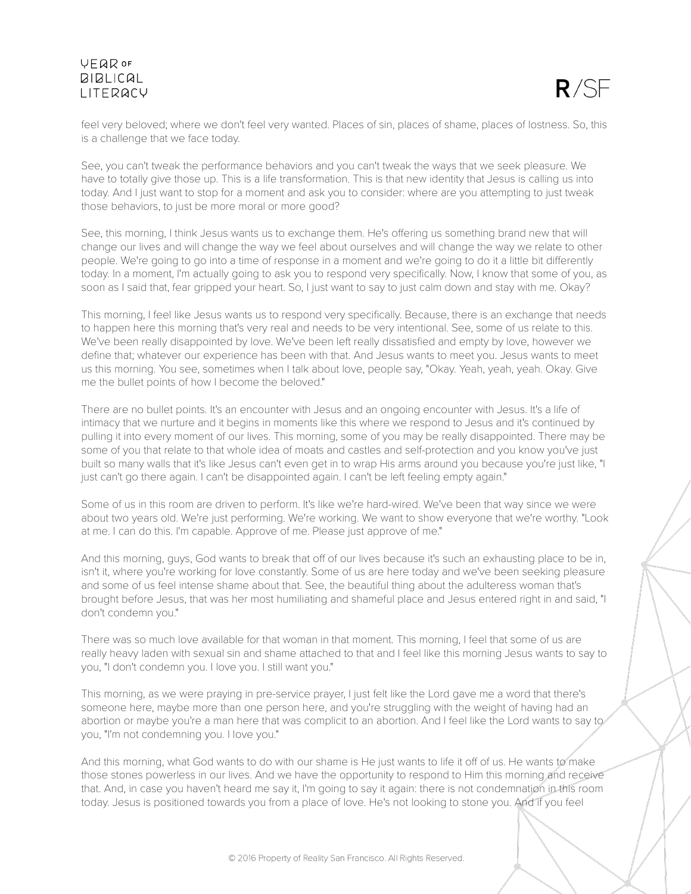feel very beloved; where we don't feel very wanted. Places of sin, places of shame, places of lostness. So, this is a challenge that we face today.

See, you can't tweak the performance behaviors and you can't tweak the ways that we seek pleasure. We have to totally give those up. This is a life transformation. This is that new identity that Jesus is calling us into today. And I just want to stop for a moment and ask you to consider: where are you attempting to just tweak those behaviors, to just be more moral or more good?

See, this morning, I think Jesus wants us to exchange them. He's offering us something brand new that will change our lives and will change the way we feel about ourselves and will change the way we relate to other people. We're going to go into a time of response in a moment and we're going to do it a little bit differently today. In a moment, I'm actually going to ask you to respond very specifically. Now, I know that some of you, as soon as I said that, fear gripped your heart. So, I just want to say to just calm down and stay with me. Okay?

This morning, I feel like Jesus wants us to respond very specifically. Because, there is an exchange that needs to happen here this morning that's very real and needs to be very intentional. See, some of us relate to this. We've been really disappointed by love. We've been left really dissatisfied and empty by love, however we define that; whatever our experience has been with that. And Jesus wants to meet you. Jesus wants to meet us this morning. You see, sometimes when I talk about love, people say, "Okay. Yeah, yeah, yeah. Okay. Give me the bullet points of how I become the beloved."

There are no bullet points. It's an encounter with Jesus and an ongoing encounter with Jesus. It's a life of intimacy that we nurture and it begins in moments like this where we respond to Jesus and it's continued by pulling it into every moment of our lives. This morning, some of you may be really disappointed. There may be some of you that relate to that whole idea of moats and castles and self-protection and you know you've just built so many walls that it's like Jesus can't even get in to wrap His arms around you because you're just like, "I just can't go there again. I can't be disappointed again. I can't be left feeling empty again."

Some of us in this room are driven to perform. It's like we're hard-wired. We've been that way since we were about two years old. We're just performing. We're working. We want to show everyone that we're worthy. "Look at me. I can do this. I'm capable. Approve of me. Please just approve of me."

And this morning, guys, God wants to break that off of our lives because it's such an exhausting place to be in, isn't it, where you're working for love constantly. Some of us are here today and we've been seeking pleasure and some of us feel intense shame about that. See, the beautiful thing about the adulteress woman that's brought before Jesus, that was her most humiliating and shameful place and Jesus entered right in and said, "I don't condemn you."

There was so much love available for that woman in that moment. This morning, I feel that some of us are really heavy laden with sexual sin and shame attached to that and I feel like this morning Jesus wants to say to you, "I don't condemn you. I love you. I still want you."

This morning, as we were praying in pre-service prayer, I just felt like the Lord gave me a word that there's someone here, maybe more than one person here, and you're struggling with the weight of having had an abortion or maybe you're a man here that was complicit to an abortion. And I feel like the Lord wants to say to you, "I'm not condemning you. I love you."

And this morning, what God wants to do with our shame is He just wants to life it off of us. He wants to make those stones powerless in our lives. And we have the opportunity to respond to Him this morning and receive that. And, in case you haven't heard me say it, I'm going to say it again: there is not condemnation in this room today. Jesus is positioned towards you from a place of love. He's not looking to stone you. And if you feel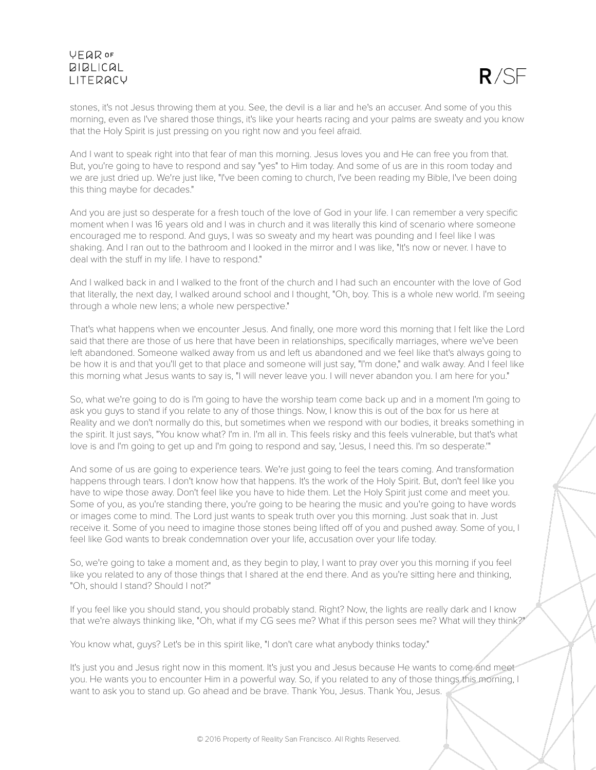stones, it's not Jesus throwing them at you. See, the devil is a liar and he's an accuser. And some of you this morning, even as I've shared those things, it's like your hearts racing and your palms are sweaty and you know that the Holy Spirit is just pressing on you right now and you feel afraid.

And I want to speak right into that fear of man this morning. Jesus loves you and He can free you from that. But, you're going to have to respond and say "yes" to Him today. And some of us are in this room today and we are just dried up. We're just like, "I've been coming to church, I've been reading my Bible, I've been doing this thing maybe for decades."

And you are just so desperate for a fresh touch of the love of God in your life. I can remember a very specific moment when I was 16 years old and I was in church and it was literally this kind of scenario where someone encouraged me to respond. And guys, I was so sweaty and my heart was pounding and I feel like I was shaking. And I ran out to the bathroom and I looked in the mirror and I was like, "It's now or never. I have to deal with the stuff in my life. I have to respond."

And I walked back in and I walked to the front of the church and I had such an encounter with the love of God that literally, the next day, I walked around school and I thought, "Oh, boy. This is a whole new world. I'm seeing through a whole new lens; a whole new perspective."

That's what happens when we encounter Jesus. And finally, one more word this morning that I felt like the Lord said that there are those of us here that have been in relationships, specifically marriages, where we've been left abandoned. Someone walked away from us and left us abandoned and we feel like that's always going to be how it is and that you'll get to that place and someone will just say, "I'm done," and walk away. And I feel like this morning what Jesus wants to say is, "I will never leave you. I will never abandon you. I am here for you."

So, what we're going to do is I'm going to have the worship team come back up and in a moment I'm going to ask you guys to stand if you relate to any of those things. Now, I know this is out of the box for us here at Reality and we don't normally do this, but sometimes when we respond with our bodies, it breaks something in the spirit. It just says, "You know what? I'm in. I'm all in. This feels risky and this feels vulnerable, but that's what love is and I'm going to get up and I'm going to respond and say, 'Jesus, I need this. I'm so desperate.'"

And some of us are going to experience tears. We're just going to feel the tears coming. And transformation happens through tears. I don't know how that happens. It's the work of the Holy Spirit. But, don't feel like you have to wipe those away. Don't feel like you have to hide them. Let the Holy Spirit just come and meet you. Some of you, as you're standing there, you're going to be hearing the music and you're going to have words or images come to mind. The Lord just wants to speak truth over you this morning. Just soak that in. Just receive it. Some of you need to imagine those stones being lifted off of you and pushed away. Some of you, I feel like God wants to break condemnation over your life, accusation over your life today.

So, we're going to take a moment and, as they begin to play, I want to pray over you this morning if you feel like you related to any of those things that I shared at the end there. And as you're sitting here and thinking, "Oh, should I stand? Should I not?"

If you feel like you should stand, you should probably stand. Right? Now, the lights are really dark and I know that we're always thinking like, "Oh, what if my CG sees me? What if this person sees me? What will they think?"

You know what, guys? Let's be in this spirit like, "I don't care what anybody thinks today."

It's just you and Jesus right now in this moment. It's just you and Jesus because He wants to come and meet you. He wants you to encounter Him in a powerful way. So, if you related to any of those things this morning, I want to ask you to stand up. Go ahead and be brave. Thank You, Jesus. Thank You, Jesus.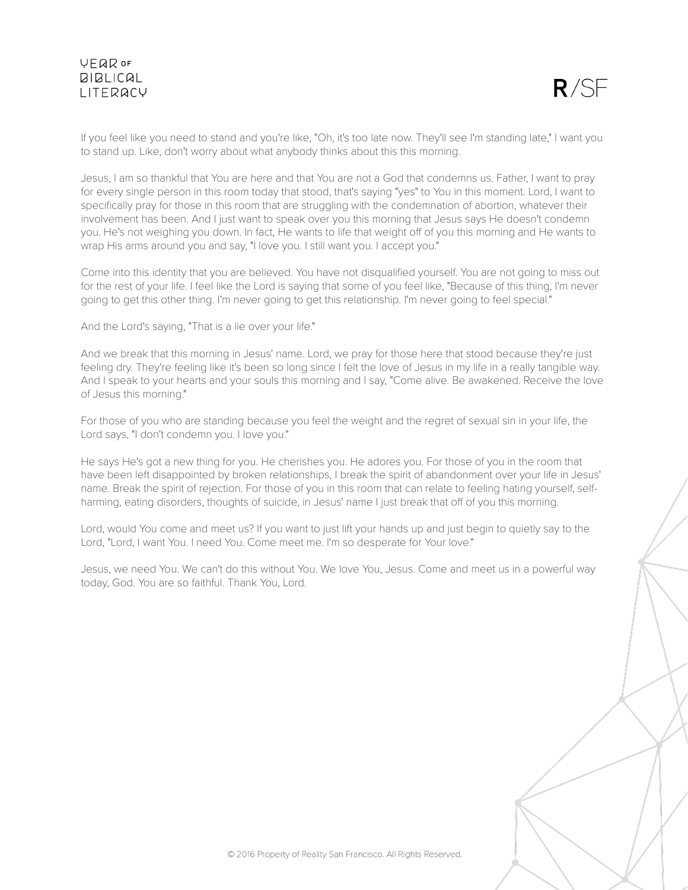If you feel like you need to stand and you're like, "Oh, it's too late now. They'll see I'm standing late," I want you to stand up. Like, don't worry about what anybody thinks about this this morning.

Jesus, I am so thankful that You are here and that You are not a God that condemns us. Father, I want to pray for every single person in this room today that stood, that's saying "yes" to You in this moment. Lord, I want to specifically pray for those in this room that are struggling with the condemnation of abortion, whatever their involvement has been. And I just want to speak over you this morning that Jesus says He doesn't condemn you. He's not weighing you down. In fact, He wants to life that weight off of you this morning and He wants to wrap His arms around you and say, "I love you. I still want you. I accept you."

Come into this identity that you are believed. You have not disqualified yourself. You are not going to miss out for the rest of your life. I feel like the Lord is saying that some of you feel like, "Because of this thing, I'm never going to get this other thing. I'm never going to get this relationship. I'm never going to feel special."

And the Lord's saying, "That is a lie over your life."

And we break that this morning in Jesus' name. Lord, we pray for those here that stood because they're just feeling dry. They're feeling like it's been so long since I felt the love of Jesus in my life in a really tangible way. And I speak to your hearts and your souls this morning and I say, "Come alive. Be awakened. Receive the love of Jesus this morning."

For those of you who are standing because you feel the weight and the regret of sexual sin in your life, the Lord says, "I don't condemn you. I love you."

He says He's got a new thing for you. He cherishes you. He adores you. For those of you in the room that have been left disappointed by broken relationships, I break the spirit of abandonment over your life in Jesus' name. Break the spirit of rejection. For those of you in this room that can relate to feeling hating yourself, self-harming, eating disorders, thoughts of suicide, in Jesus' name I just break that off of you this morning.

Lord, would You come and meet us? If you want to just lift your hands up and just begin to quietly say to the Lord, "Lord, I want You. I need You. Come meet me. I'm so desperate for Your love."

Jesus, we need You. We can't do this without You. We love You, Jesus. Come and meet us in a powerful way today, God. You are so faithful. Thank You, Lord.